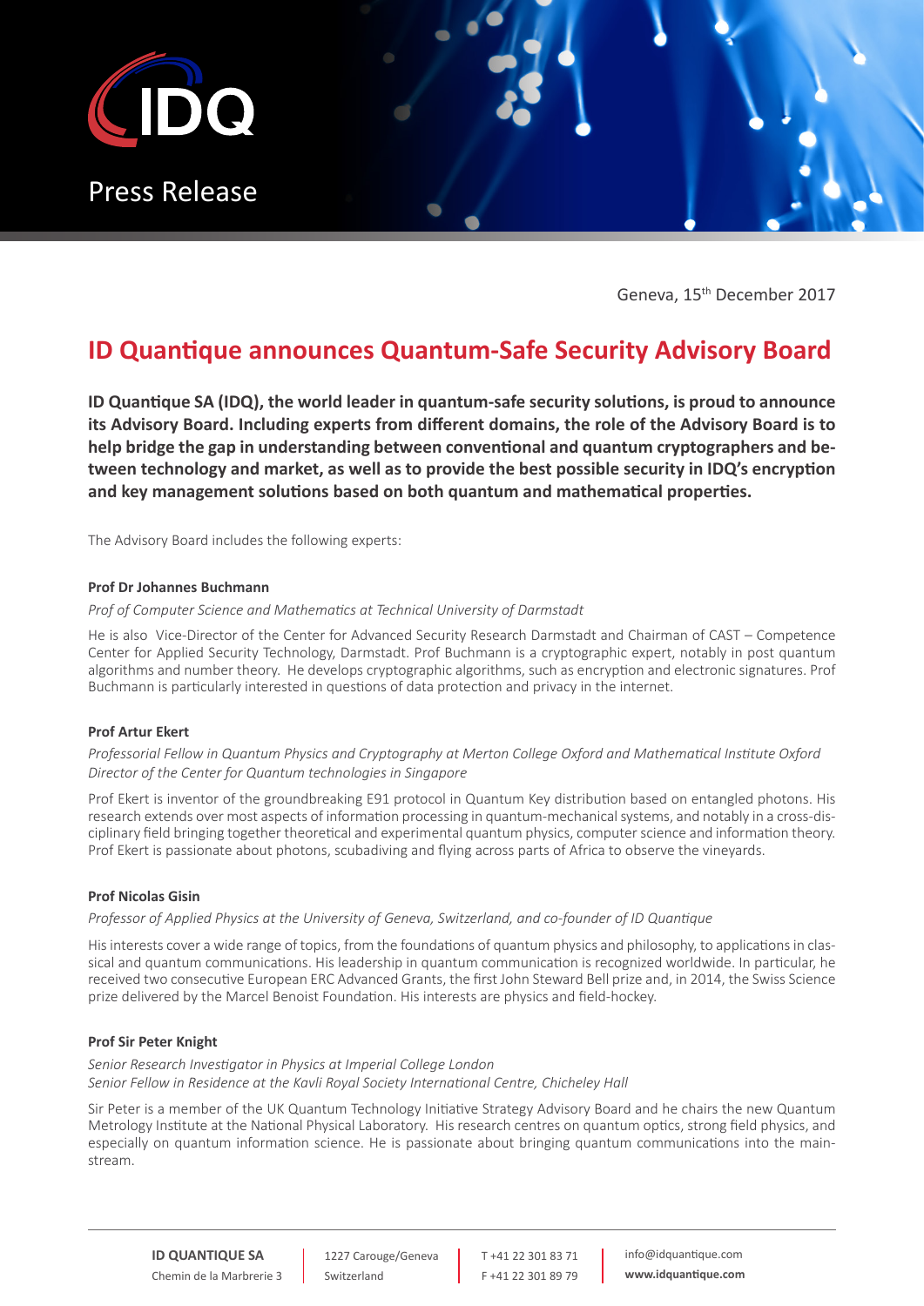Press Release

Geneva, 15th December 2017

# ID Quantique announces Quantum-Safe Security Advisory Board

**ID Quantique SA (IDQ), the world leader in quantum-safe security solutions, is proud to announce its Advisory Board. Including experts from different domains, the role of the Advisory Board is to help bridge the gap in understanding between conventional and quantum cryptographers and between technology and market, as well as to provide the best possible security in IDQ's encryption and key management solutions based on both quantum and mathematical properties.**

The Advisory Board includes the following experts:

**Prof Dr Johannes Buchmann**

*Prof of Computer Science and Mathematics at Technical University of Darmstadt*

He is also Vice-Director of the Center for Advanced Security Research Darmstadt and Chairman of CAST – Competence Center for Applied Security Technology, Darmstadt. Prof Buchmann is a cryptographic expert, notably in post quantum algorithms and number theory. He develops cryptographic algorithms, such as encryption and electronic signatures. Prof Buchmann is particularly interested in questions of data protection and privacy in the internet.

**Prof Artur Ekert**

*Professorial Fellow in Quantum Physics and Cryptography at Merton College Oxford and Mathematical Institute Oxford*
*Director of the Center for Quantum technologies in Singapore*

Prof Ekert is inventor of the groundbreaking E91 protocol in Quantum Key distribution based on entangled photons. His research extends over most aspects of information processing in quantum-mechanical systems, and notably in a cross-disciplinary field bringing together theoretical and experimental quantum physics, computer science and information theory. Prof Ekert is passionate about photons, scubadiving and flying across parts of Africa to observe the vineyards.

**Prof Nicolas Gisin**

*Professor of Applied Physics at the University of Geneva, Switzerland, and co-founder of ID Quantique*

His interests cover a wide range of topics, from the foundations of quantum physics and philosophy, to applications in classical and quantum communications. His leadership in quantum communication is recognized worldwide. In particular, he received two consecutive European ERC Advanced Grants, the first John Steward Bell prize and, in 2014, the Swiss Science prize delivered by the Marcel Benoist Foundation. His interests are physics and field-hockey.

**Prof Sir Peter Knight**

*Senior Research Investigator in Physics at Imperial College London*
*Senior Fellow in Residence at the Kavli Royal Society International Centre, Chicheley Hall*

Sir Peter is a member of the UK Quantum Technology Initiative Strategy Advisory Board and he chairs the new Quantum Metrology Institute at the National Physical Laboratory. His research centres on quantum optics, strong field physics, and especially on quantum information science. He is passionate about bringing quantum communications into the mainstream.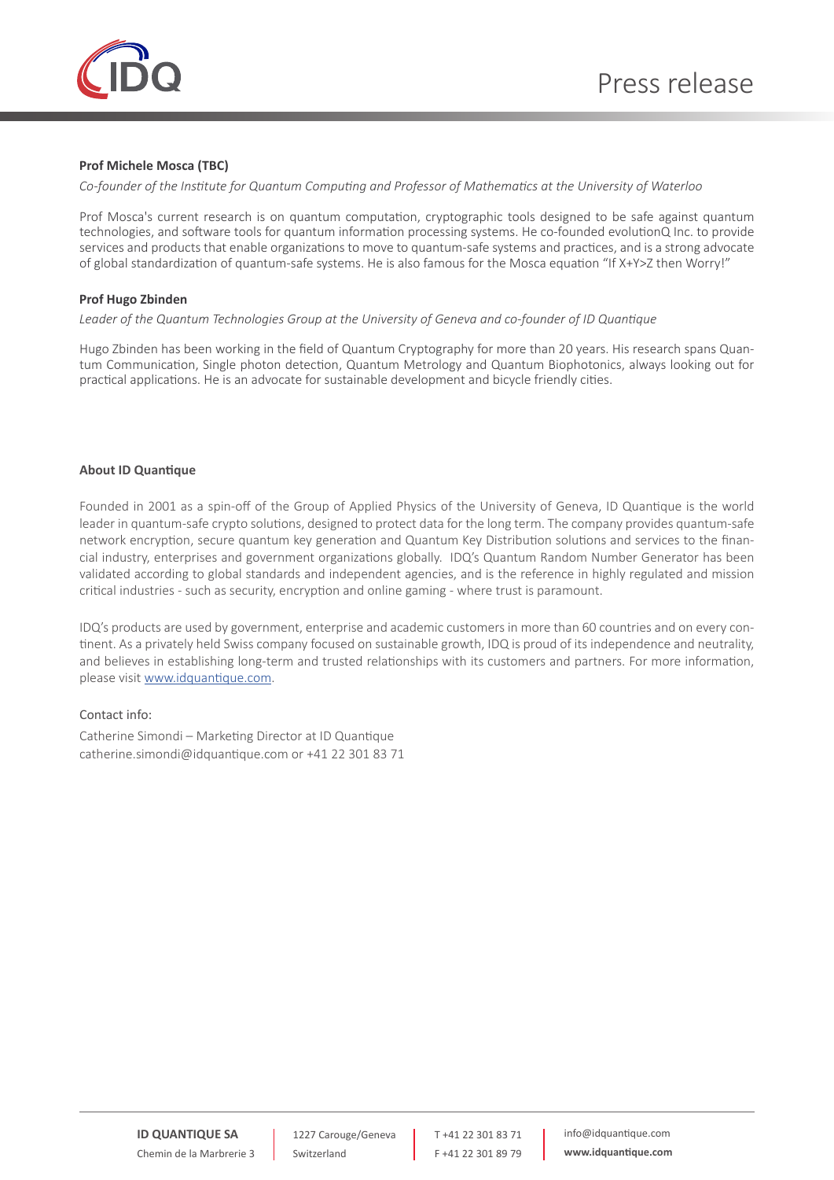**Prof Michele Mosca (TBC)**

*Co-founder of the Institute for Quantum Computing and Professor of Mathematics at the University of Waterloo*

Prof Mosca's current research is on quantum computation, cryptographic tools designed to be safe against quantum technologies, and software tools for quantum information processing systems. He co-founded evolutionQ Inc. to provide services and products that enable organizations to move to quantum-safe systems and practices, and is a strong advocate of global standardization of quantum-safe systems. He is also famous for the Mosca equation "If X+Y>Z then Worry!"

**Prof Hugo Zbinden**

*Leader of the Quantum Technologies Group at the University of Geneva and co-founder of ID Quantique*

Hugo Zbinden has been working in the field of Quantum Cryptography for more than 20 years. His research spans Quantum Communication, Single photon detection, Quantum Metrology and Quantum Biophotonics, always looking out for practical applications. He is an advocate for sustainable development and bicycle friendly cities.

**About ID Quantique**

Founded in 2001 as a spin-off of the Group of Applied Physics of the University of Geneva, ID Quantique is the world leader in quantum-safe crypto solutions, designed to protect data for the long term. The company provides quantum-safe network encryption, secure quantum key generation and Quantum Key Distribution solutions and services to the financial industry, enterprises and government organizations globally. IDQ's Quantum Random Number Generator has been validated according to global standards and independent agencies, and is the reference in highly regulated and mission critical industries - such as security, encryption and online gaming - where trust is paramount.

IDQ's products are used by government, enterprise and academic customers in more than 60 countries and on every continent. As a privately held Swiss company focused on sustainable growth, IDQ is proud of its independence and neutrality, and believes in establishing long-term and trusted relationships with its customers and partners. For more information, please visit www.idquantique.com.

Contact info:

Catherine Simondi – Marketing Director at ID Quantique
catherine.simondi@idquantique.com or +41 22 301 83 71